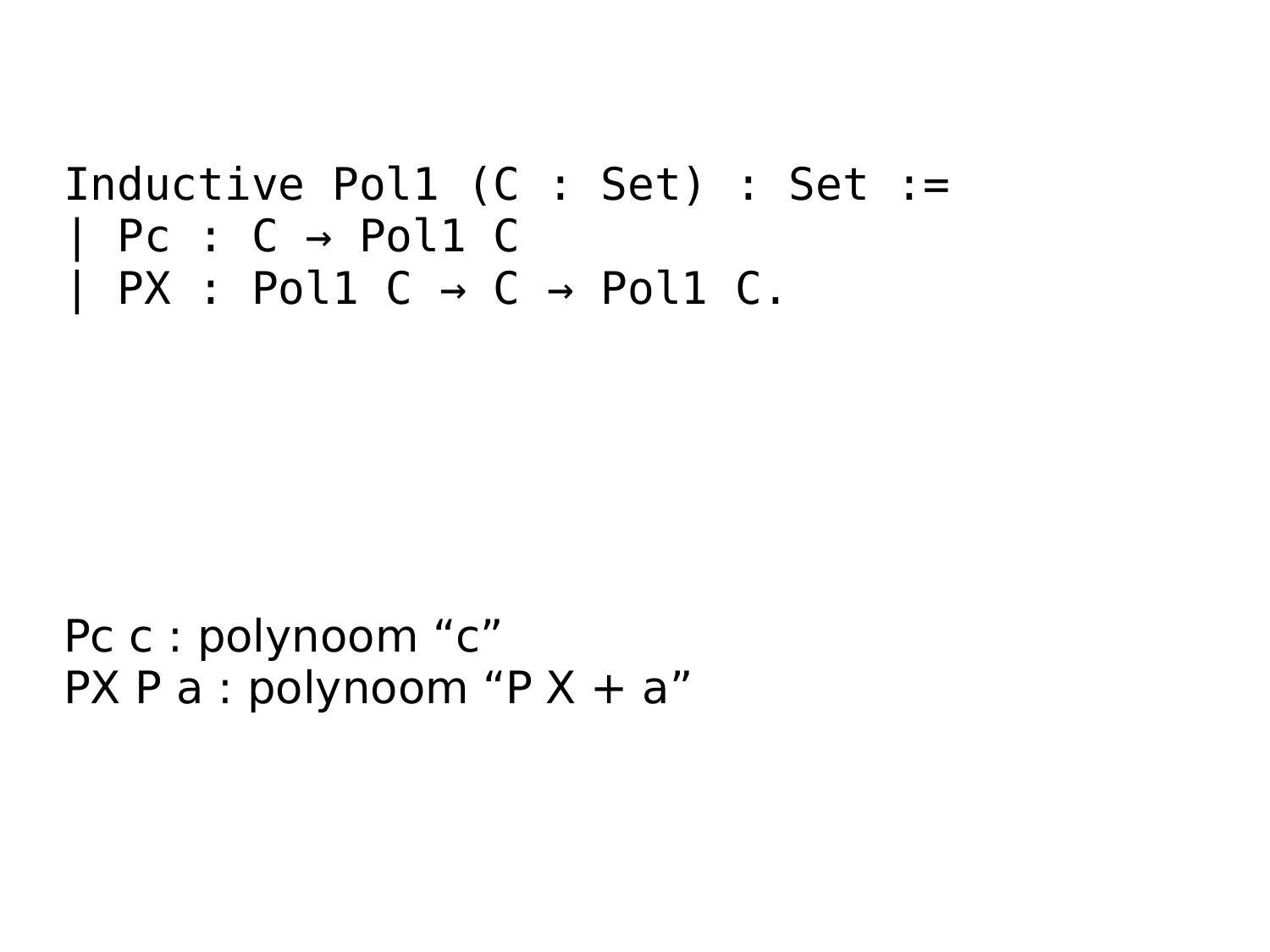```
Inductive Pol1 (C : Set) : Set :=
| Pc : C → Pol1 C
| PX : Pol1 C → C → Pol1 C.
```

Pc c : polynoom “c”
PX P a : polynoom “P X + a”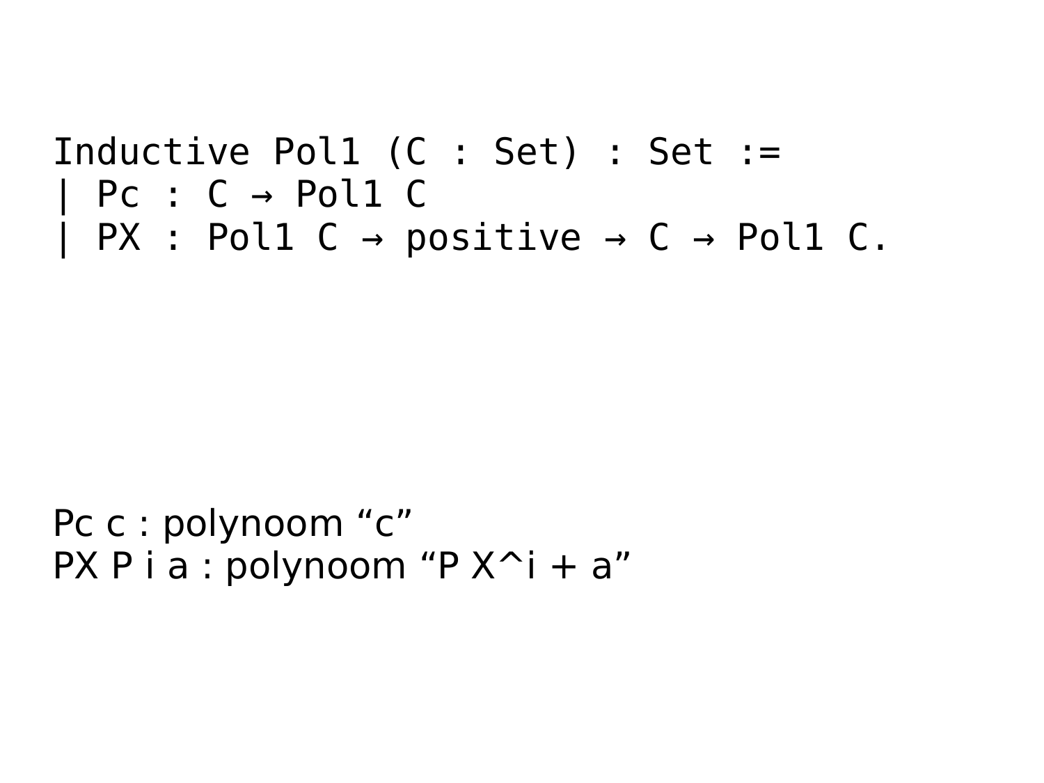```
Inductive Pol1 (C : Set) : Set :=
| Pc : C → Pol1 C
| PX : Pol1 C → positive → C → Pol1 C.
```

Pc c : polynoom “c”

PX P i a : polynoom “P X^i + a”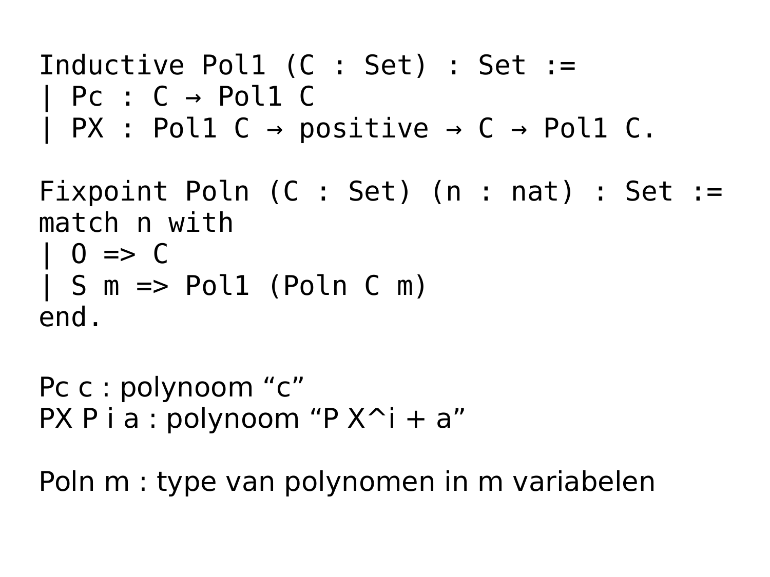```
Inductive Pol1 (C : Set) : Set :=
| Pc : C → Pol1 C
| PX : Pol1 C → positive → C → Pol1 C.

Fixpoint Poln (C : Set) (n : nat) : Set :=
match n with
| O => C
| S m => Pol1 (Poln C m)
end.
```

Pc c : polynoom “c”

PX P i a : polynoom “P X^i + a”

Poln m : type van polynomen in m variabelen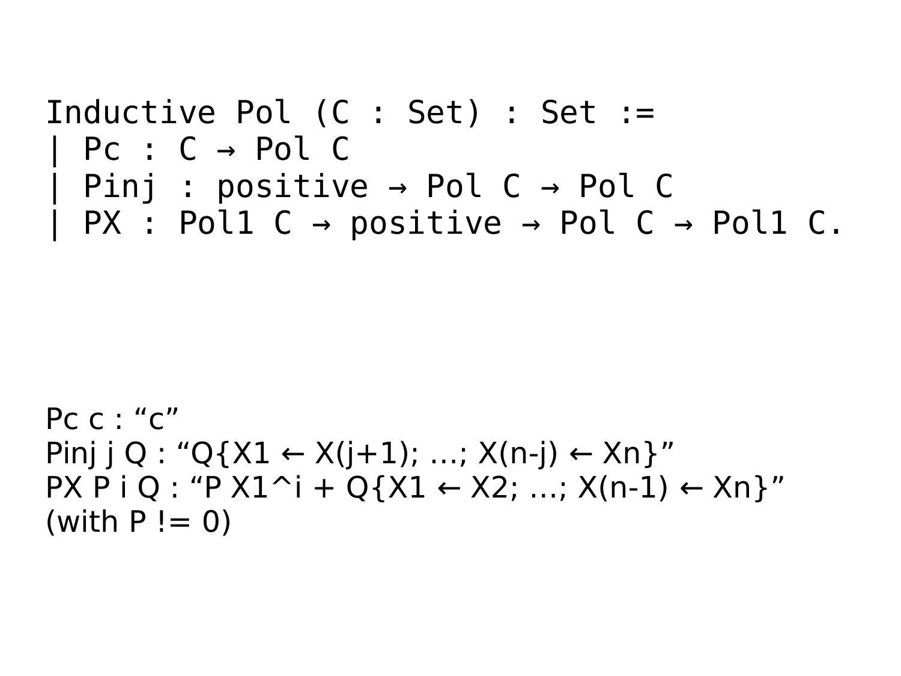```
Inductive Pol (C : Set) : Set :=
| Pc : C → Pol C
| Pinj : positive → Pol C → Pol C
| PX : Pol1 C → positive → Pol C → Pol1 C.
```

Pc c : “c”
Pinj j Q : “Q{X1 ← X(j+1); …; X(n-j) ← Xn}”
PX P i Q : “P X1^i + Q{X1 ← X2; …; X(n-1) ← Xn}”
(with P != 0)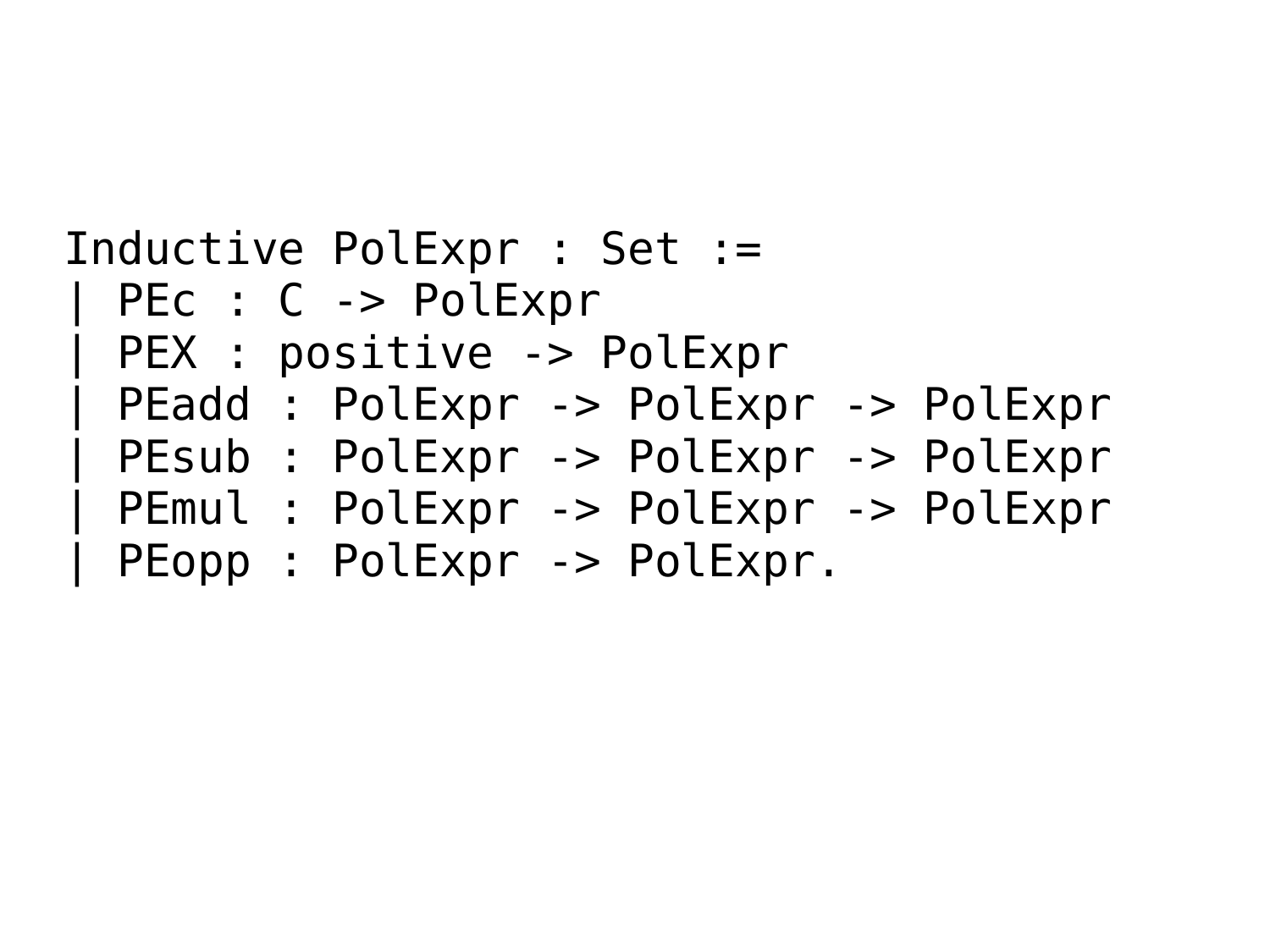```
Inductive PolExpr : Set :=
| PEc : C -> PolExpr
| PEX : positive -> PolExpr
| PEadd : PolExpr -> PolExpr -> PolExpr
| PEsub : PolExpr -> PolExpr -> PolExpr
| PEmul : PolExpr -> PolExpr -> PolExpr
| PEopp : PolExpr -> PolExpr.
```